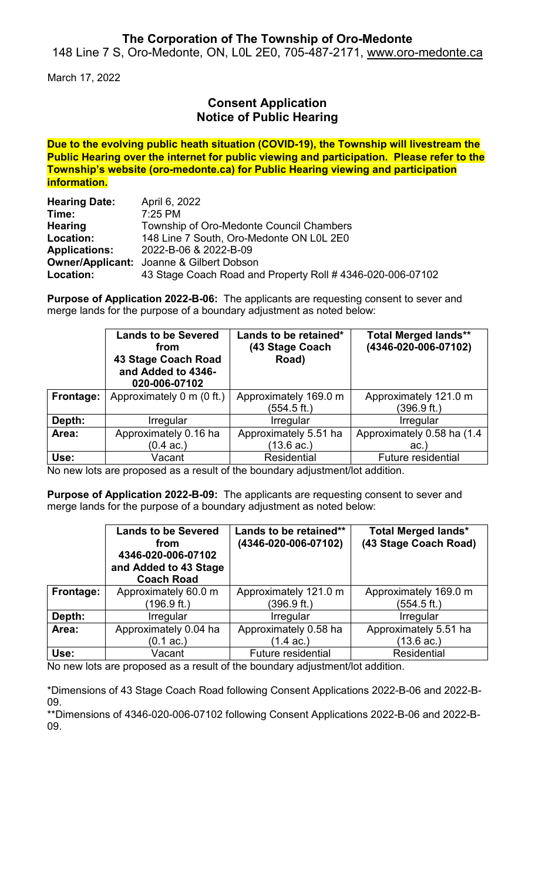**The Corporation of The Township of Oro-Medonte**

148 Line 7 S, Oro-Medonte, ON, L0L 2E0, 705-487-2171, www.oro-medonte.ca

March 17, 2022

## Consent Application
## Notice of Public Hearing

**Due to the evolving public heath situation (COVID-19), the Township will livestream the Public Hearing over the internet for public viewing and participation. Please refer to the Township's website (oro-medonte.ca) for Public Hearing viewing and participation information.**

| | |
|---|---|
| **Hearing Date:** | April 6, 2022 |
| **Time:** | 7:25 PM |
| **Hearing Location:** | Township of Oro-Medonte Council Chambers<br>148 Line 7 South, Oro-Medonte ON L0L 2E0 |
| **Applications:** | 2022-B-06 & 2022-B-09 |
| **Owner/Applicant:** | Joanne & Gilbert Dobson |
| **Location:** | 43 Stage Coach Road and Property Roll # 4346-020-006-07102 |

**Purpose of Application 2022-B-06:** The applicants are requesting consent to sever and merge lands for the purpose of a boundary adjustment as noted below:

| | Lands to be Severed from 43 Stage Coach Road and Added to 4346-020-006-07102 | Lands to be retained* (43 Stage Coach Road) | Total Merged lands** (4346-020-006-07102) |
|---|---|---|---|
| **Frontage:** | Approximately 0 m (0 ft.) | Approximately 169.0 m (554.5 ft.) | Approximately 121.0 m (396.9 ft.) |
| **Depth:** | Irregular | Irregular | Irregular |
| **Area:** | Approximately 0.16 ha (0.4 ac.) | Approximately 5.51 ha (13.6 ac.) | Approximately 0.58 ha (1.4 ac.) |
| **Use:** | Vacant | Residential | Future residential |

No new lots are proposed as a result of the boundary adjustment/lot addition.

**Purpose of Application 2022-B-09:** The applicants are requesting consent to sever and merge lands for the purpose of a boundary adjustment as noted below:

| | Lands to be Severed from 4346-020-006-07102 and Added to 43 Stage Coach Road | Lands to be retained** (4346-020-006-07102) | Total Merged lands* (43 Stage Coach Road) |
|---|---|---|---|
| **Frontage:** | Approximately 60.0 m (196.9 ft.) | Approximately 121.0 m (396.9 ft.) | Approximately 169.0 m (554.5 ft.) |
| **Depth:** | Irregular | Irregular | Irregular |
| **Area:** | Approximately 0.04 ha (0.1 ac.) | Approximately 0.58 ha (1.4 ac.) | Approximately 5.51 ha (13.6 ac.) |
| **Use:** | Vacant | Future residential | Residential |

No new lots are proposed as a result of the boundary adjustment/lot addition.

*Dimensions of 43 Stage Coach Road following Consent Applications 2022-B-06 and 2022-B-09.

**Dimensions of 4346-020-006-07102 following Consent Applications 2022-B-06 and 2022-B-09.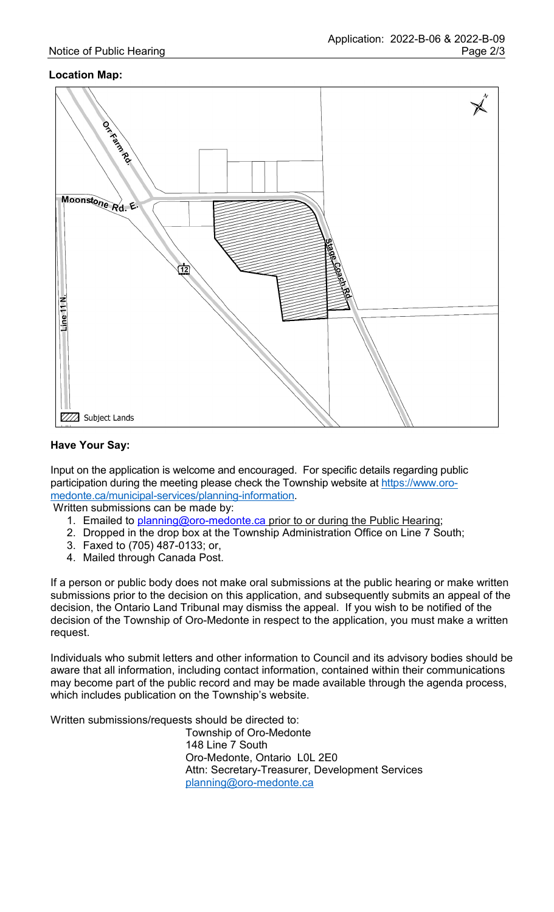**Location Map:**

**Have Your Say:**

Input on the application is welcome and encouraged. For specific details regarding public participation during the meeting please check the Township website at https://www.oro-medonte.ca/municipal-services/planning-information.

Written submissions can be made by:

1. Emailed to planning@oro-medonte.ca prior to or during the Public Hearing;
2. Dropped in the drop box at the Township Administration Office on Line 7 South;
3. Faxed to (705) 487-0133; or,
4. Mailed through Canada Post.

If a person or public body does not make oral submissions at the public hearing or make written submissions prior to the decision on this application, and subsequently submits an appeal of the decision, the Ontario Land Tribunal may dismiss the appeal. If you wish to be notified of the decision of the Township of Oro-Medonte in respect to the application, you must make a written request.

Individuals who submit letters and other information to Council and its advisory bodies should be aware that all information, including contact information, contained within their communications may become part of the public record and may be made available through the agenda process, which includes publication on the Township's website.

Written submissions/requests should be directed to:

Township of Oro-Medonte
148 Line 7 South
Oro-Medonte, Ontario L0L 2E0
Attn: Secretary-Treasurer, Development Services
planning@oro-medonte.ca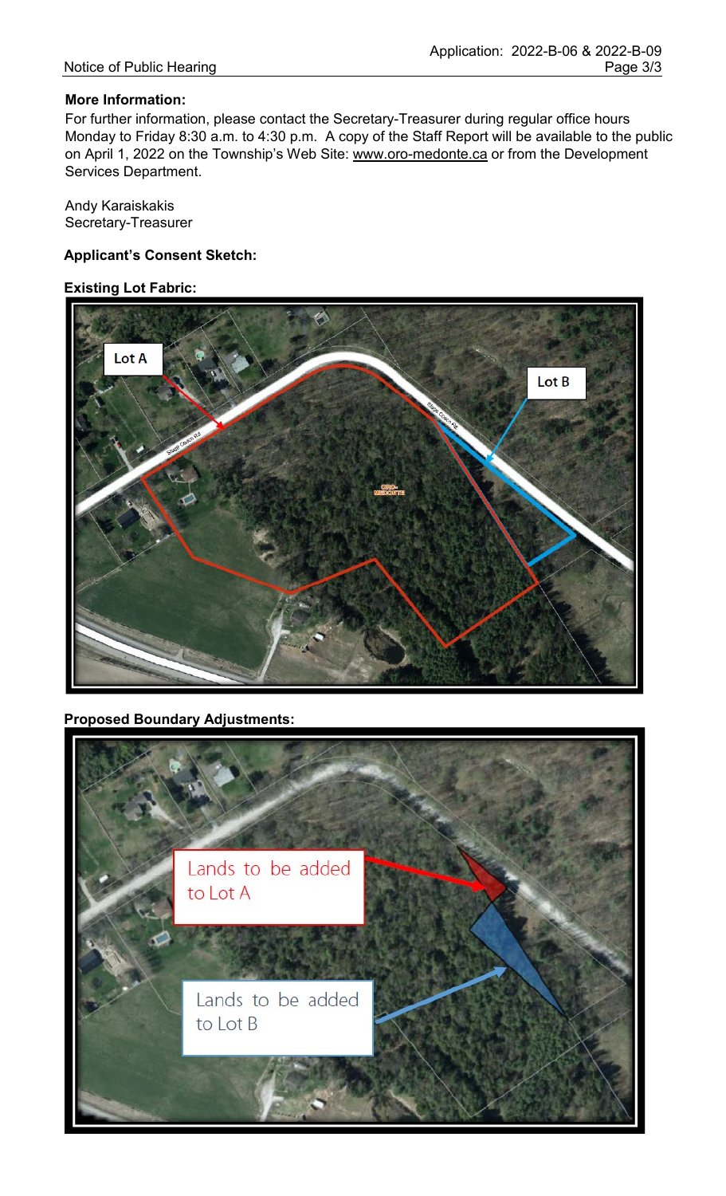### More Information:

For further information, please contact the Secretary-Treasurer during regular office hours Monday to Friday 8:30 a.m. to 4:30 p.m. A copy of the Staff Report will be available to the public on April 1, 2022 on the Township's Web Site: www.oro-medonte.ca or from the Development Services Department.

Andy Karaiskakis
Secretary-Treasurer

### Applicant's Consent Sketch:

### Existing Lot Fabric:

Lot A

Lot B

Stage Coach Rd

### Proposed Boundary Adjustments:

Lands to be added to Lot A

Lands to be added to Lot B